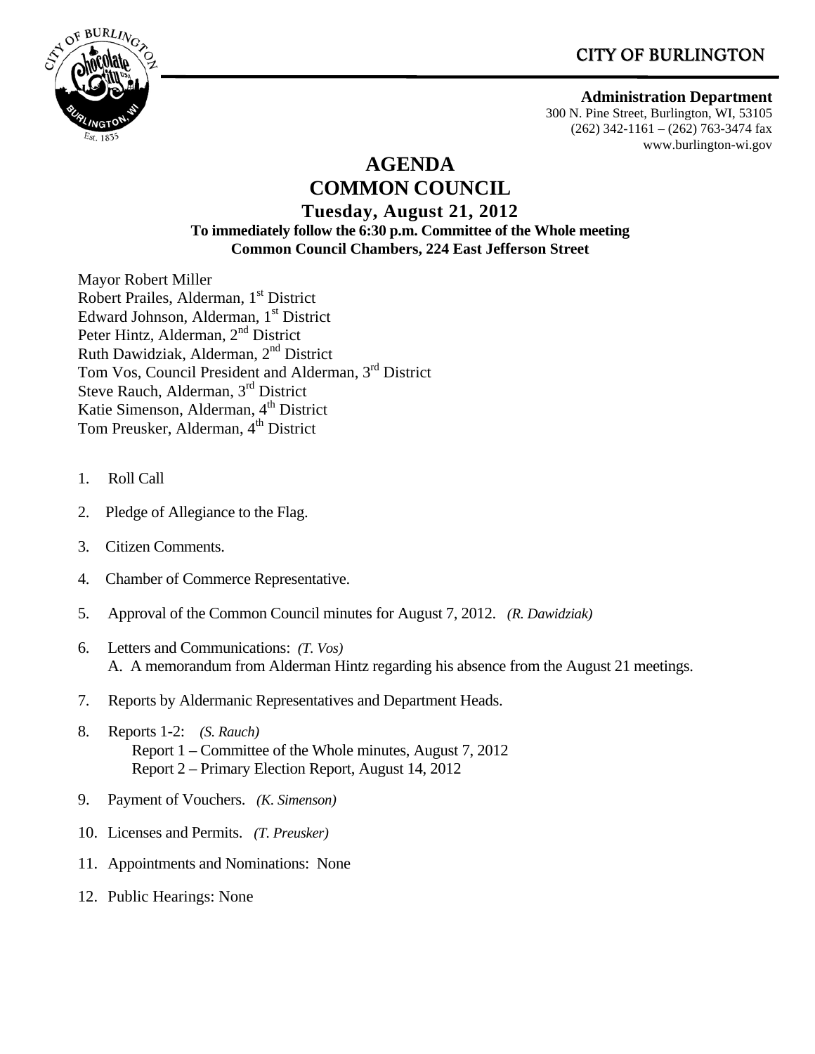CITY OF BURLINGTON

**Administration Department**
300 N. Pine Street, Burlington, WI, 53105
(262) 342-1161 – (262) 763-3474 fax
www.burlington-wi.gov

# AGENDA
# COMMON COUNCIL
## Tuesday, August 21, 2012
**To immediately follow the 6:30 p.m. Committee of the Whole meeting**
**Common Council Chambers, 224 East Jefferson Street**

Mayor Robert Miller
Robert Prailes, Alderman, 1st District
Edward Johnson, Alderman, 1st District
Peter Hintz, Alderman, 2nd District
Ruth Dawidziak, Alderman, 2nd District
Tom Vos, Council President and Alderman, 3rd District
Steve Rauch, Alderman, 3rd District
Katie Simenson, Alderman, 4th District
Tom Preusker, Alderman, 4th District

1. Roll Call
2. Pledge of Allegiance to the Flag.
3. Citizen Comments.
4. Chamber of Commerce Representative.
5. Approval of the Common Council minutes for August 7, 2012. *(R. Dawidziak)*
6. Letters and Communications: *(T. Vos)*
   A. A memorandum from Alderman Hintz regarding his absence from the August 21 meetings.
7. Reports by Aldermanic Representatives and Department Heads.
8. Reports 1-2: *(S. Rauch)*
   Report 1 – Committee of the Whole minutes, August 7, 2012
   Report 2 – Primary Election Report, August 14, 2012
9. Payment of Vouchers. *(K. Simenson)*
10. Licenses and Permits. *(T. Preusker)*
11. Appointments and Nominations: None
12. Public Hearings: None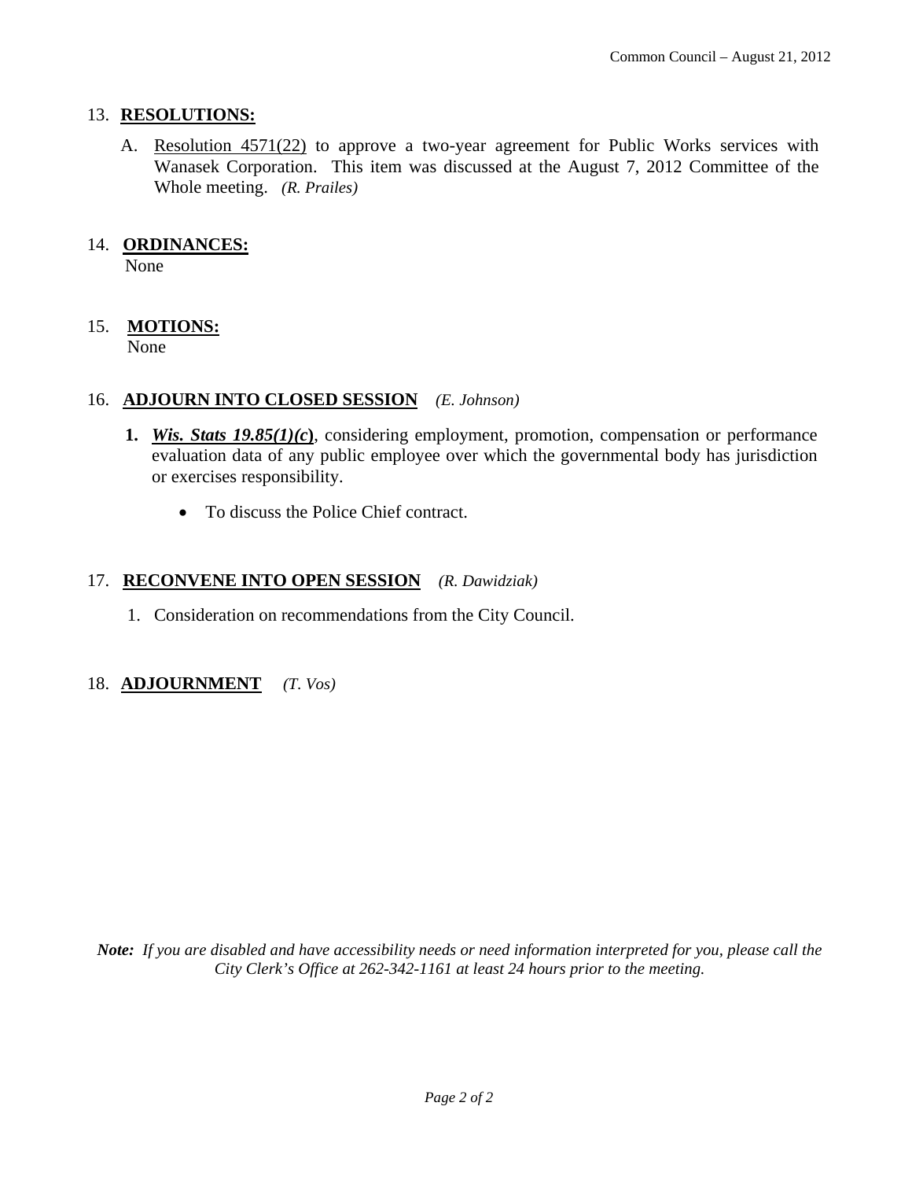13. **RESOLUTIONS:**

    A. Resolution 4571(22) to approve a two-year agreement for Public Works services with Wanasek Corporation. This item was discussed at the August 7, 2012 Committee of the Whole meeting. *(R. Prailes)*

14. **ORDINANCES:**
    None

15. **MOTIONS:**
    None

16. **ADJOURN INTO CLOSED SESSION** *(E. Johnson)*

    **1.** ***Wis. Stats 19.85(1)(c)***, considering employment, promotion, compensation or performance evaluation data of any public employee over which the governmental body has jurisdiction or exercises responsibility.

    - To discuss the Police Chief contract.

17. **RECONVENE INTO OPEN SESSION** *(R. Dawidziak)*

    1. Consideration on recommendations from the City Council.

18. **ADJOURNMENT** *(T. Vos)*

***Note:*** *If you are disabled and have accessibility needs or need information interpreted for you, please call the City Clerk's Office at 262-342-1161 at least 24 hours prior to the meeting.*